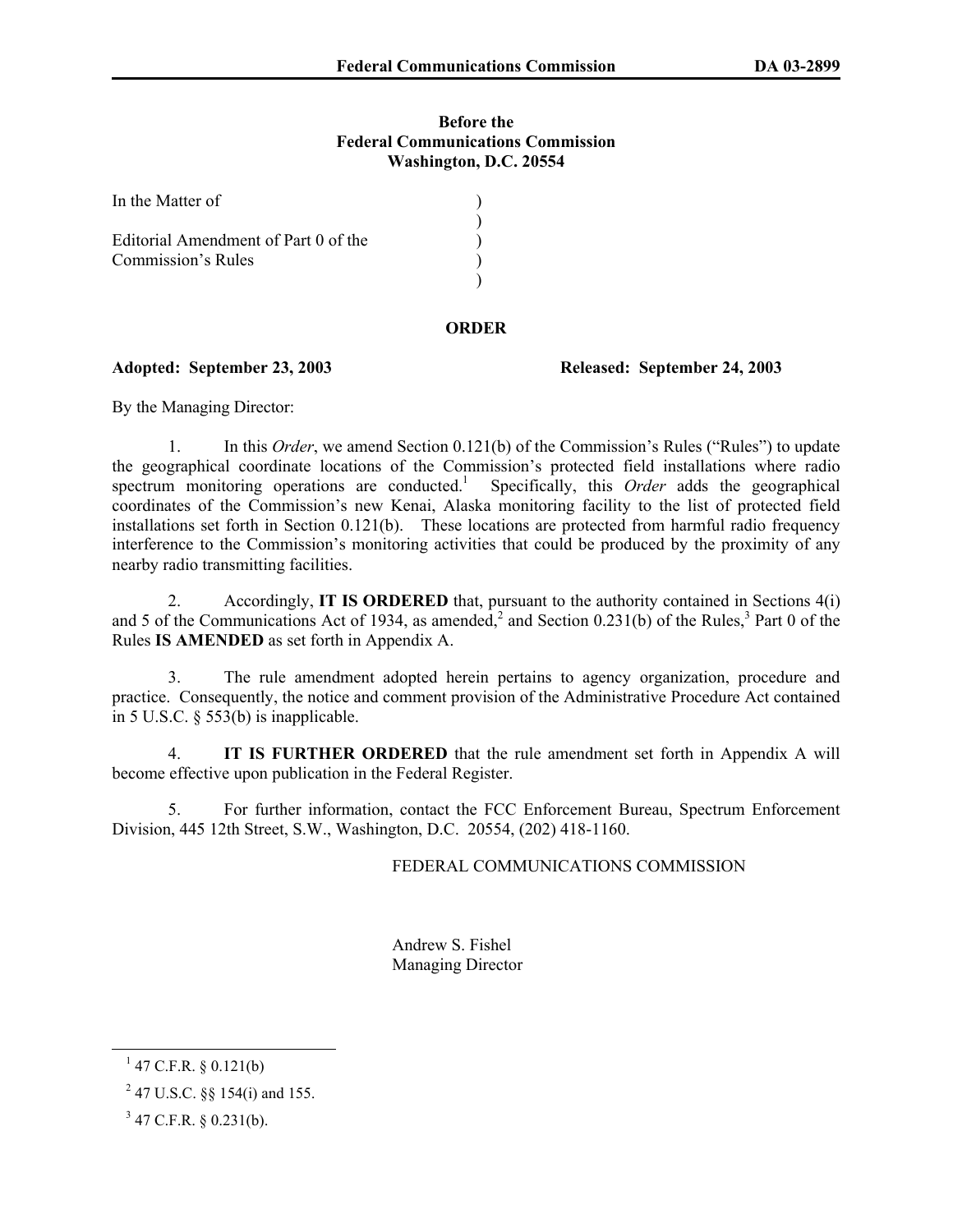**Before the**
**Federal Communications Commission**
**Washington, D.C. 20554**

In the Matter of

Editorial Amendment of Part 0 of the Commission's Rules

## ORDER

**Adopted: September 23, 2003** **Released: September 24, 2003**

By the Managing Director:

1. In this *Order*, we amend Section 0.121(b) of the Commission's Rules ("Rules") to update the geographical coordinate locations of the Commission's protected field installations where radio spectrum monitoring operations are conducted.[1] Specifically, this *Order* adds the geographical coordinates of the Commission's new Kenai, Alaska monitoring facility to the list of protected field installations set forth in Section 0.121(b). These locations are protected from harmful radio frequency interference to the Commission's monitoring activities that could be produced by the proximity of any nearby radio transmitting facilities.

2. Accordingly, **IT IS ORDERED** that, pursuant to the authority contained in Sections 4(i) and 5 of the Communications Act of 1934, as amended,[2] and Section 0.231(b) of the Rules,[3] Part 0 of the Rules **IS AMENDED** as set forth in Appendix A.

3. The rule amendment adopted herein pertains to agency organization, procedure and practice. Consequently, the notice and comment provision of the Administrative Procedure Act contained in 5 U.S.C. § 553(b) is inapplicable.

4. **IT IS FURTHER ORDERED** that the rule amendment set forth in Appendix A will become effective upon publication in the Federal Register.

5. For further information, contact the FCC Enforcement Bureau, Spectrum Enforcement Division, 445 12th Street, S.W., Washington, D.C. 20554, (202) 418-1160.

FEDERAL COMMUNICATIONS COMMISSION

Andrew S. Fishel
Managing Director

---

[1] 47 C.F.R. § 0.121(b)

[2] 47 U.S.C. §§ 154(i) and 155.

[3] 47 C.F.R. § 0.231(b).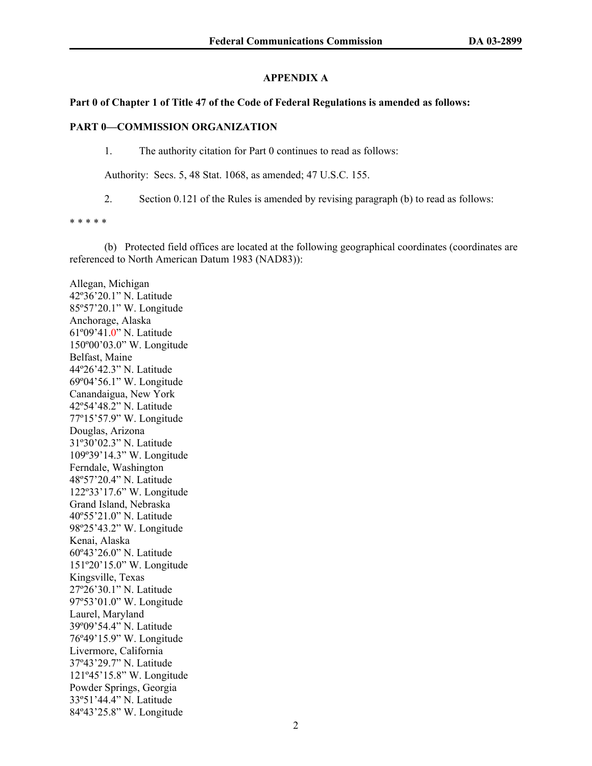## APPENDIX A

**Part 0 of Chapter 1 of Title 47 of the Code of Federal Regulations is amended as follows:**

**PART 0—COMMISSION ORGANIZATION**

1. The authority citation for Part 0 continues to read as follows:

Authority: Secs. 5, 48 Stat. 1068, as amended; 47 U.S.C. 155.

2. Section 0.121 of the Rules is amended by revising paragraph (b) to read as follows:

* * * * *

(b) Protected field offices are located at the following geographical coordinates (coordinates are referenced to North American Datum 1983 (NAD83)):

Allegan, Michigan
42º36’20.1” N. Latitude
85º57’20.1” W. Longitude
Anchorage, Alaska
61º09’41.0” N. Latitude
150º00’03.0” W. Longitude
Belfast, Maine
44º26’42.3” N. Latitude
69º04’56.1” W. Longitude
Canandaigua, New York
42º54’48.2” N. Latitude
77º15’57.9” W. Longitude
Douglas, Arizona
31º30’02.3” N. Latitude
109º39’14.3” W. Longitude
Ferndale, Washington
48º57’20.4” N. Latitude
122º33’17.6” W. Longitude
Grand Island, Nebraska
40º55’21.0” N. Latitude
98º25’43.2” W. Longitude
Kenai, Alaska
60º43’26.0” N. Latitude
151º20’15.0” W. Longitude
Kingsville, Texas
27º26’30.1” N. Latitude
97º53’01.0” W. Longitude
Laurel, Maryland
39º09’54.4” N. Latitude
76º49’15.9” W. Longitude
Livermore, California
37º43’29.7” N. Latitude
121º45’15.8” W. Longitude
Powder Springs, Georgia
33º51’44.4” N. Latitude
84º43’25.8” W. Longitude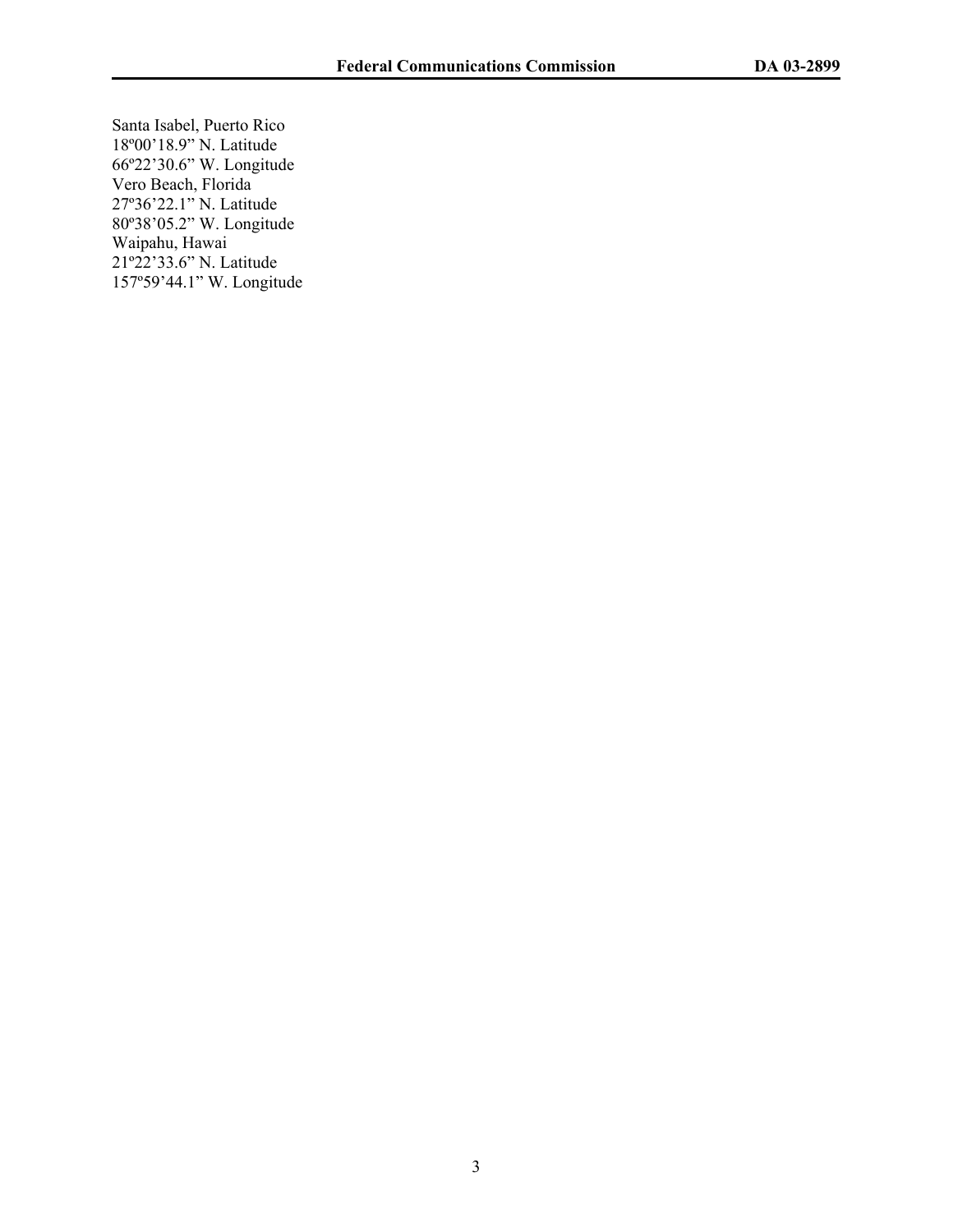Santa Isabel, Puerto Rico
18º00’18.9” N. Latitude
66º22’30.6” W. Longitude
Vero Beach, Florida
27º36’22.1” N. Latitude
80º38’05.2” W. Longitude
Waipahu, Hawai
21º22’33.6” N. Latitude
157º59’44.1” W. Longitude